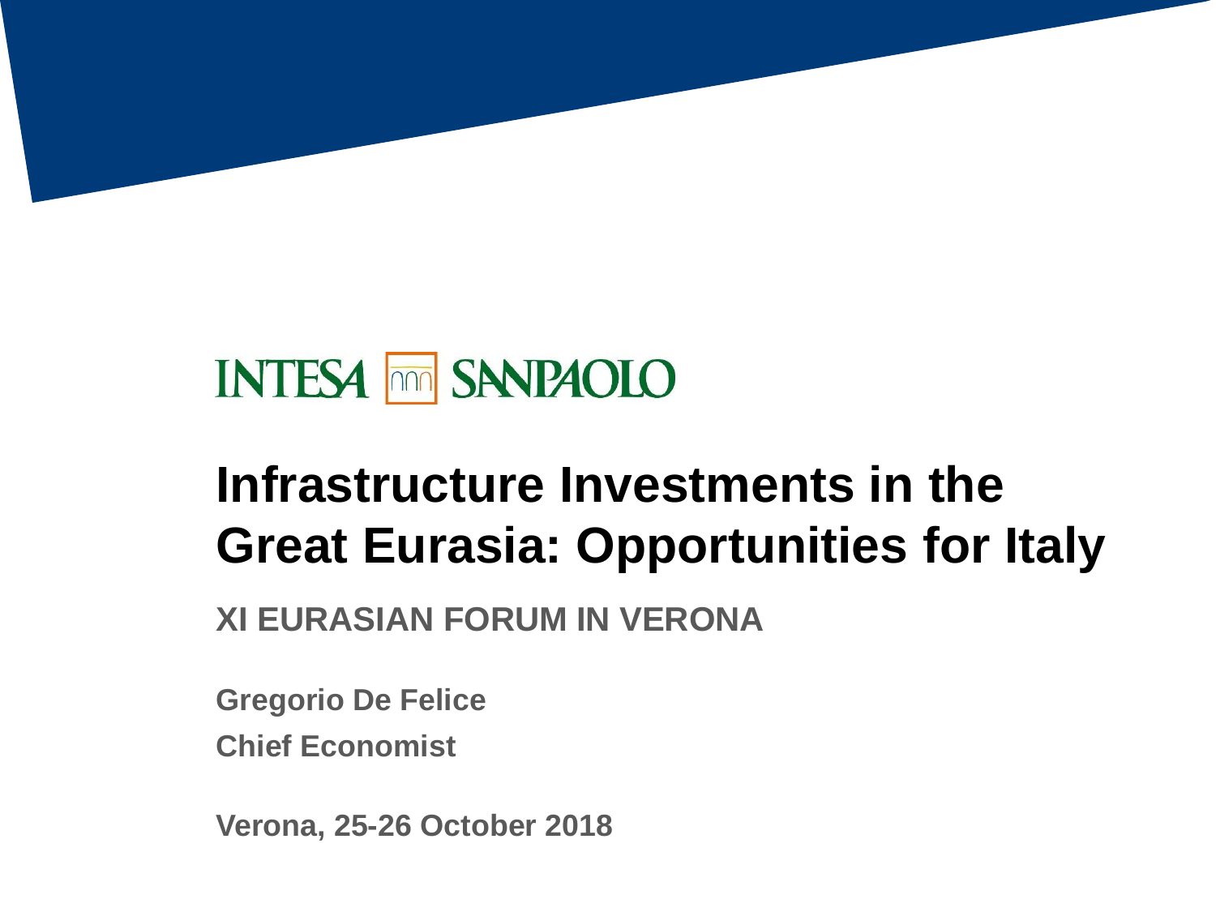INTESA SANPAOLO

# Infrastructure Investments in the Great Eurasia: Opportunities for Italy

**XI EURASIAN FORUM IN VERONA**

**Gregorio De Felice**

**Chief Economist**

**Verona, 25-26 October 2018**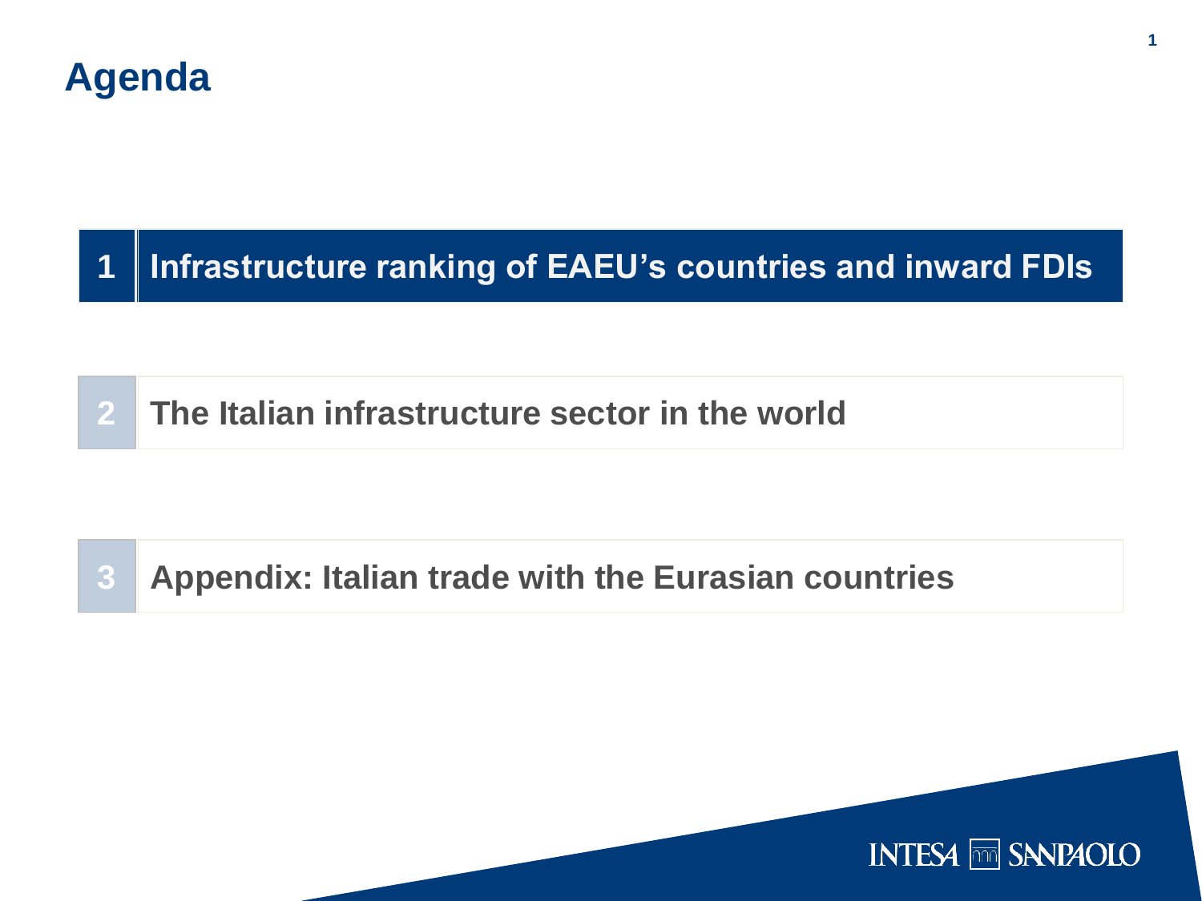# Agenda

1. Infrastructure ranking of EAEU’s countries and inward FDIs

2. The Italian infrastructure sector in the world

3. Appendix: Italian trade with the Eurasian countries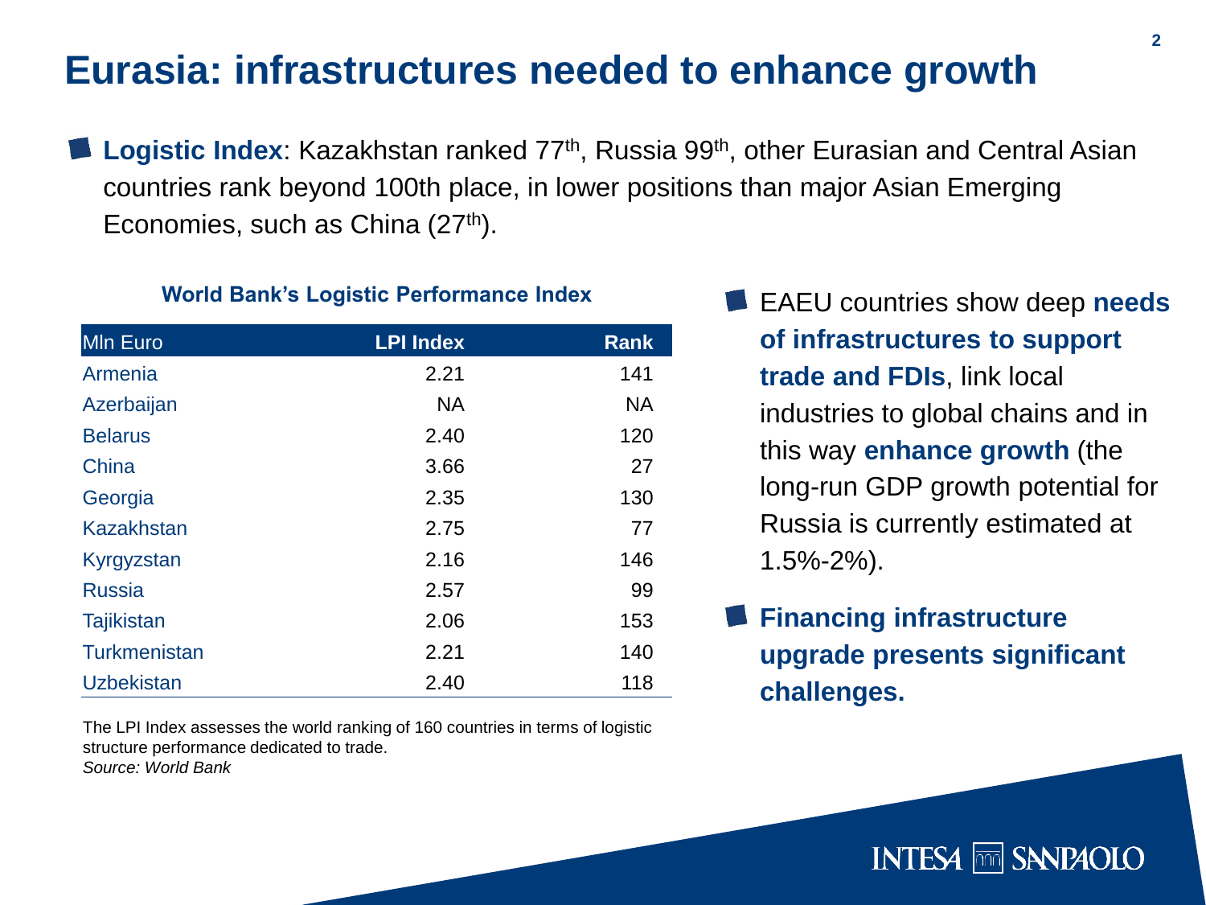# Eurasia: infrastructures needed to enhance growth

- **Logistic Index**: Kazakhstan ranked 77th, Russia 99th, other Eurasian and Central Asian countries rank beyond 100th place, in lower positions than major Asian Emerging Economies, such as China (27th).

**World Bank's Logistic Performance Index**

| Mln Euro | LPI Index | Rank |
|---|---|---|
| Armenia | 2.21 | 141 |
| Azerbaijan | NA | NA |
| Belarus | 2.40 | 120 |
| China | 3.66 | 27 |
| Georgia | 2.35 | 130 |
| Kazakhstan | 2.75 | 77 |
| Kyrgyzstan | 2.16 | 146 |
| Russia | 2.57 | 99 |
| Tajikistan | 2.06 | 153 |
| Turkmenistan | 2.21 | 140 |
| Uzbekistan | 2.40 | 118 |

The LPI Index assesses the world ranking of 160 countries in terms of logistic structure performance dedicated to trade.
*Source: World Bank*

- EAEU countries show deep **needs of infrastructures to support trade and FDIs**, link local industries to global chains and in this way **enhance growth** (the long-run GDP growth potential for Russia is currently estimated at 1.5%-2%).
- **Financing infrastructure upgrade presents significant challenges.**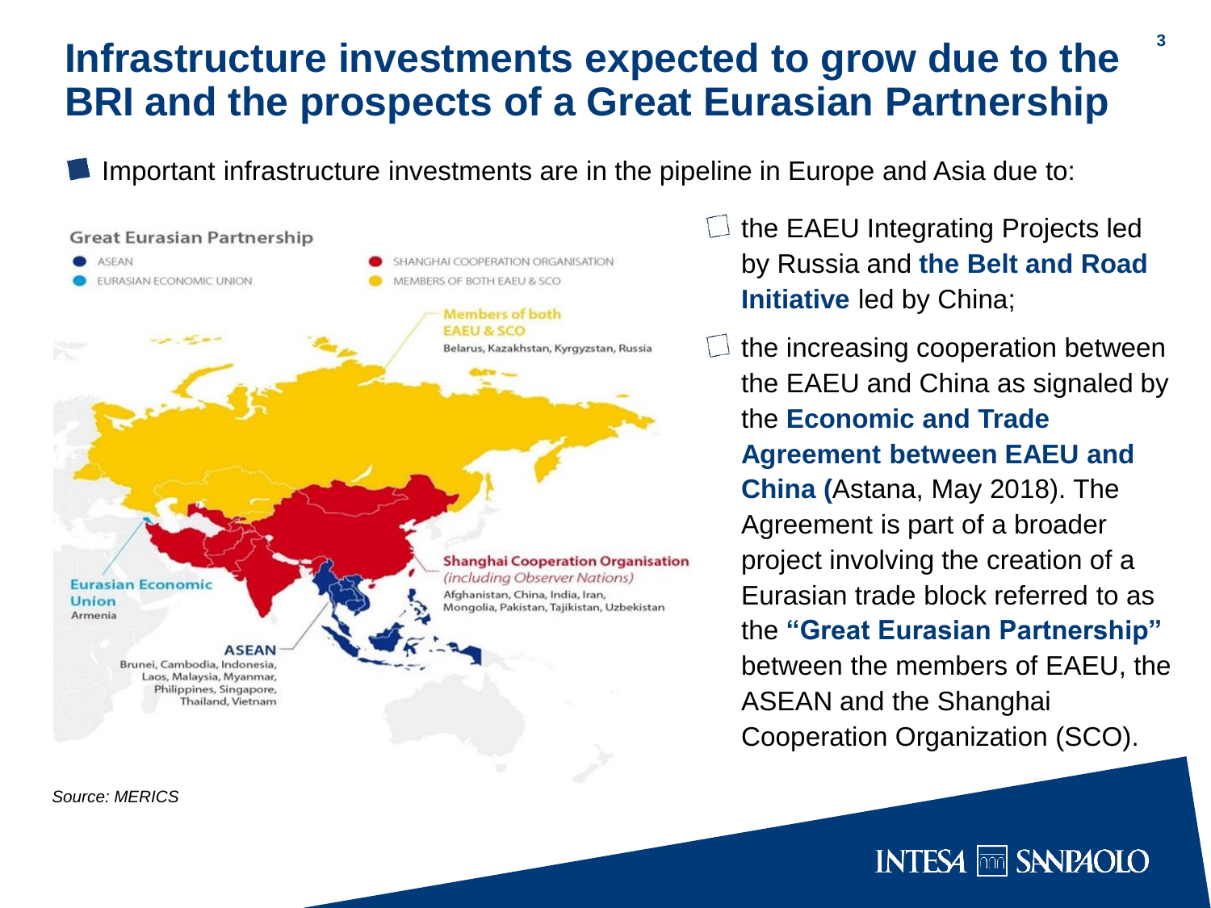# Infrastructure investments expected to grow due to the BRI and the prospects of a Great Eurasian Partnership

- Important infrastructure investments are in the pipeline in Europe and Asia due to:

**Great Eurasian Partnership**

- ASEAN
- EURASIAN ECONOMIC UNION
- SHANGHAI COOPERATION ORGANISATION
- MEMBERS OF BOTH EAEU & SCO

**Members of both EAEU & SCO**
Belarus, Kazakhstan, Kyrgyzstan, Russia

**Shanghai Cooperation Organisation** *(including Observer Nations)*
Afghanistan, China, India, Iran, Mongolia, Pakistan, Tajikistan, Uzbekistan

**Eurasian Economic Union**
Armenia

**ASEAN**
Brunei, Cambodia, Indonesia, Laos, Malaysia, Myanmar, Philippines, Singapore, Thailand, Vietnam

*Source: MERICS*

- the EAEU Integrating Projects led by Russia and **the Belt and Road Initiative** led by China;
- the increasing cooperation between the EAEU and China as signaled by the **Economic and Trade Agreement between EAEU and China (**Astana, May 2018). The Agreement is part of a broader project involving the creation of a Eurasian trade block referred to as the **"Great Eurasian Partnership"** between the members of EAEU, the ASEAN and the Shanghai Cooperation Organization (SCO).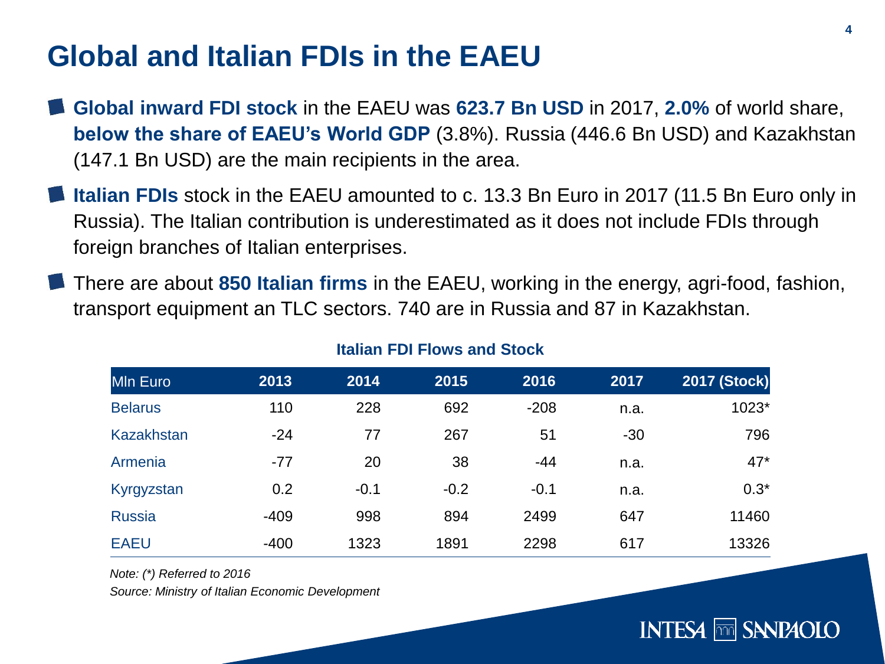# Global and Italian FDIs in the EAEU

- **Global inward FDI stock** in the EAEU was **623.7 Bn USD** in 2017, **2.0%** of world share, **below the share of EAEU's World GDP** (3.8%). Russia (446.6 Bn USD) and Kazakhstan (147.1 Bn USD) are the main recipients in the area.
- **Italian FDIs** stock in the EAEU amounted to c. 13.3 Bn Euro in 2017 (11.5 Bn Euro only in Russia). The Italian contribution is underestimated as it does not include FDIs through foreign branches of Italian enterprises.
- There are about **850 Italian firms** in the EAEU, working in the energy, agri-food, fashion, transport equipment an TLC sectors. 740 are in Russia and 87 in Kazakhstan.

**Italian FDI Flows and Stock**

| Mln Euro | 2013 | 2014 | 2015 | 2016 | 2017 | 2017 (Stock) |
|---|---|---|---|---|---|---|
| Belarus | 110 | 228 | 692 | -208 | n.a. | 1023* |
| Kazakhstan | -24 | 77 | 267 | 51 | -30 | 796 |
| Armenia | -77 | 20 | 38 | -44 | n.a. | 47* |
| Kyrgyzstan | 0.2 | -0.1 | -0.2 | -0.1 | n.a. | 0.3* |
| Russia | -409 | 998 | 894 | 2499 | 647 | 11460 |
| EAEU | -400 | 1323 | 1891 | 2298 | 617 | 13326 |

*Note: (*) Referred to 2016*

*Source: Ministry of Italian Economic Development*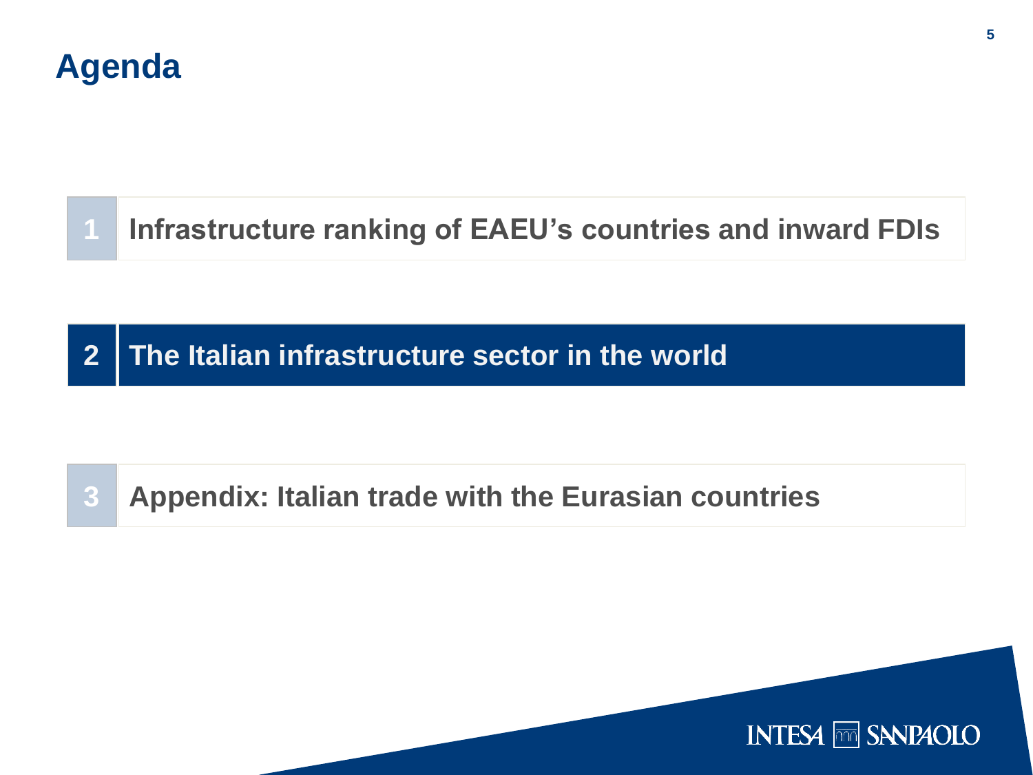# Agenda

1. Infrastructure ranking of EAEU's countries and inward FDIs

2. **The Italian infrastructure sector in the world**

3. Appendix: Italian trade with the Eurasian countries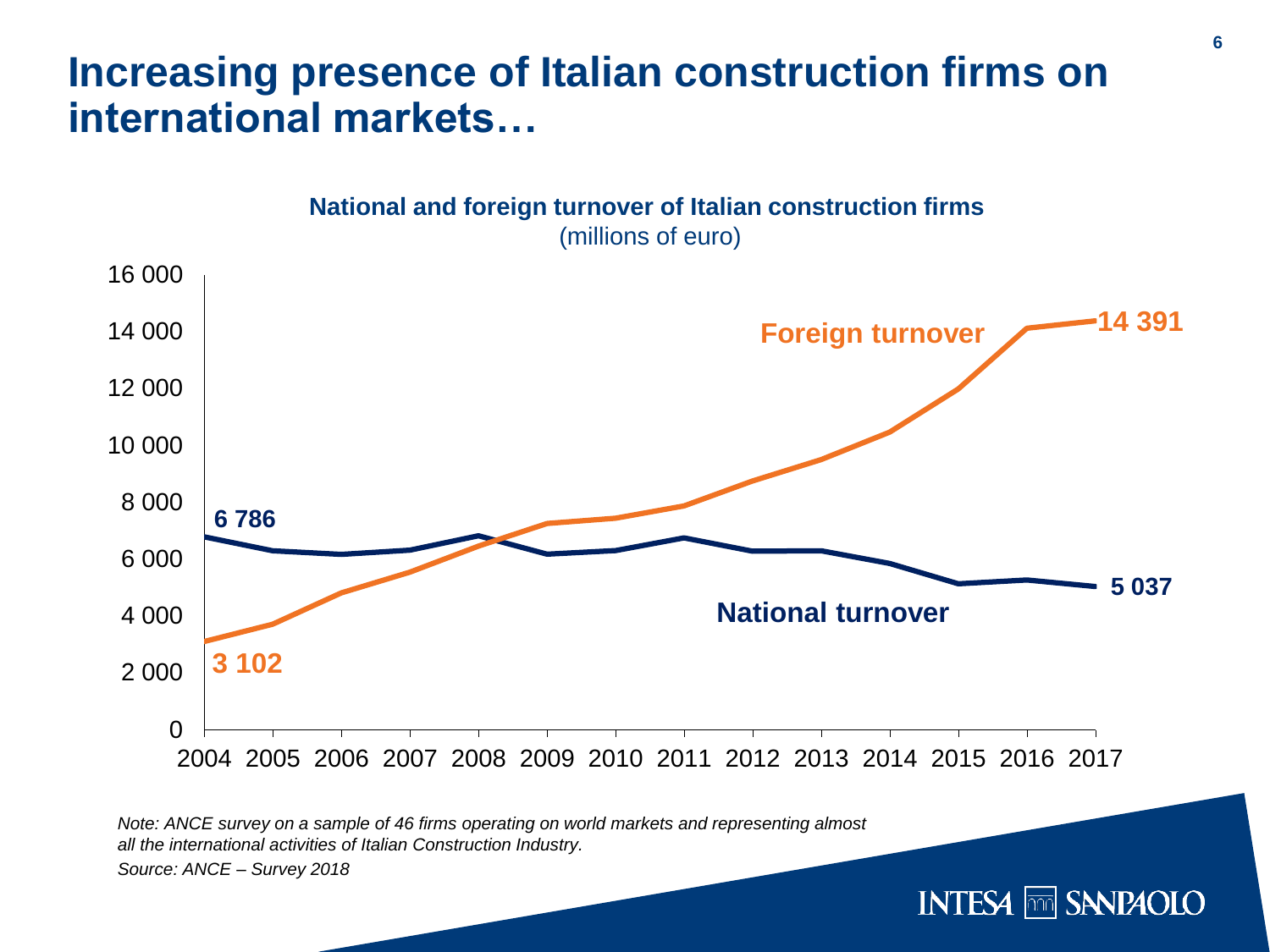# Increasing presence of Italian construction firms on international markets…

**National and foreign turnover of Italian construction firms**
(millions of euro)

| Year | Foreign turnover | National turnover |
|---|---|---|
| 2004 | 3 102 | 6 786 |
| 2017 | 14 391 | 5 037 |

*Note: ANCE survey on a sample of 46 firms operating on world markets and representing almost all the international activities of Italian Construction Industry.*

*Source: ANCE – Survey 2018*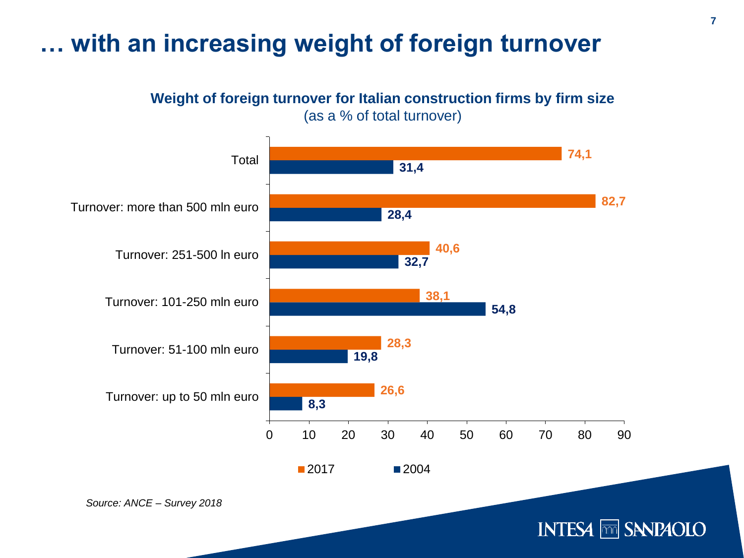# … with an increasing weight of foreign turnover

**Weight of foreign turnover for Italian construction firms by firm size**
(as a % of total turnover)

| | 2017 | 2004 |
|---|---|---|
| Total | 74,1 | 31,4 |
| Turnover: more than 500 mln euro | 82,7 | 28,4 |
| Turnover: 251-500 ln euro | 40,6 | 32,7 |
| Turnover: 101-250 mln euro | 38,1 | 54,8 |
| Turnover: 51-100 mln euro | 28,3 | 19,8 |
| Turnover: up to 50 mln euro | 26,6 | 8,3 |

*Source: ANCE – Survey 2018*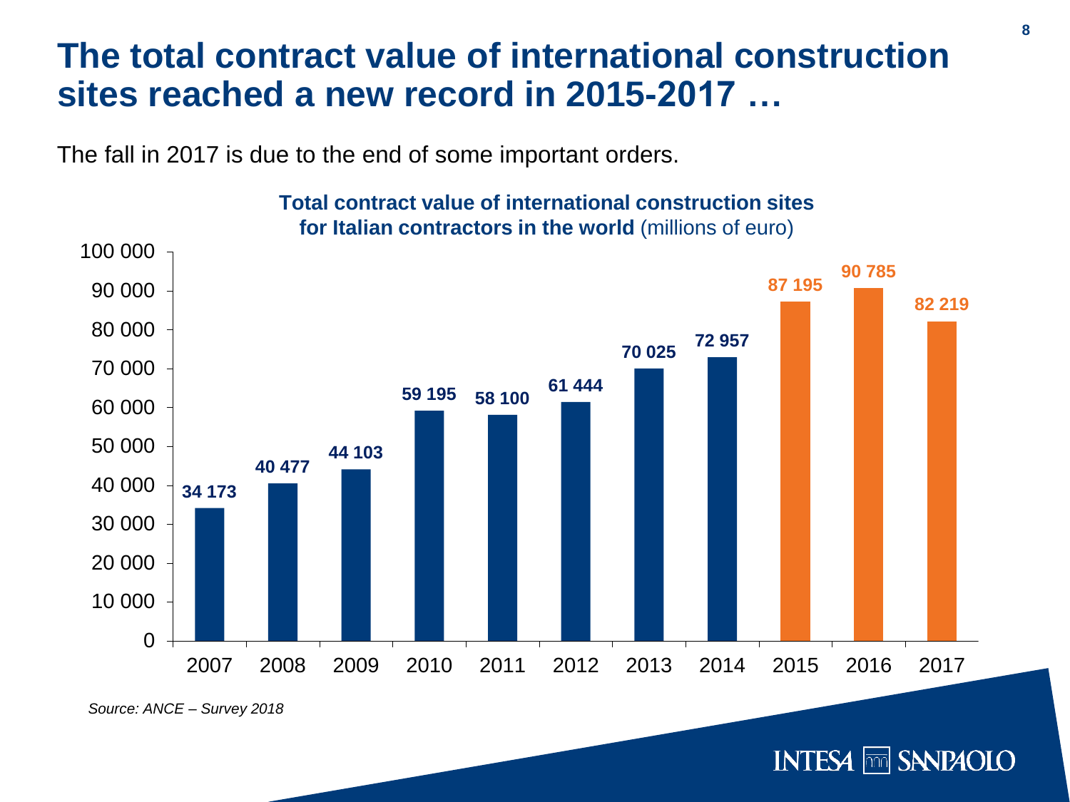# The total contract value of international construction sites reached a new record in 2015-2017 …

The fall in 2017 is due to the end of some important orders.

**Total contract value of international construction sites for Italian contractors in the world** (millions of euro)

| Year | Value |
|---|---|
| 2007 | 34 173 |
| 2008 | 40 477 |
| 2009 | 44 103 |
| 2010 | 59 195 |
| 2011 | 58 100 |
| 2012 | 61 444 |
| 2013 | 70 025 |
| 2014 | 72 957 |
| 2015 | 87 195 |
| 2016 | 90 785 |
| 2017 | 82 219 |

*Source: ANCE – Survey 2018*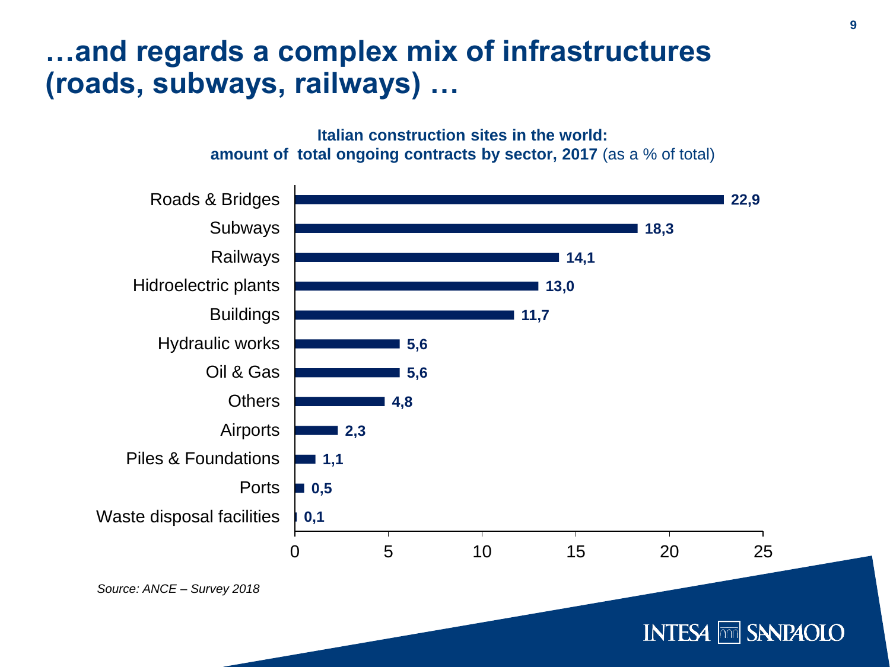# …and regards a complex mix of infrastructures (roads, subways, railways) …

**Italian construction sites in the world:**
**amount of total ongoing contracts by sector, 2017** (as a % of total)

| Sector | % of total |
| --- | --- |
| Roads & Bridges | 22,9 |
| Subways | 18,3 |
| Railways | 14,1 |
| Hidroelectric plants | 13,0 |
| Buildings | 11,7 |
| Hydraulic works | 5,6 |
| Oil & Gas | 5,6 |
| Others | 4,8 |
| Airports | 2,3 |
| Piles & Foundations | 1,1 |
| Ports | 0,5 |
| Waste disposal facilities | 0,1 |

*Source: ANCE – Survey 2018*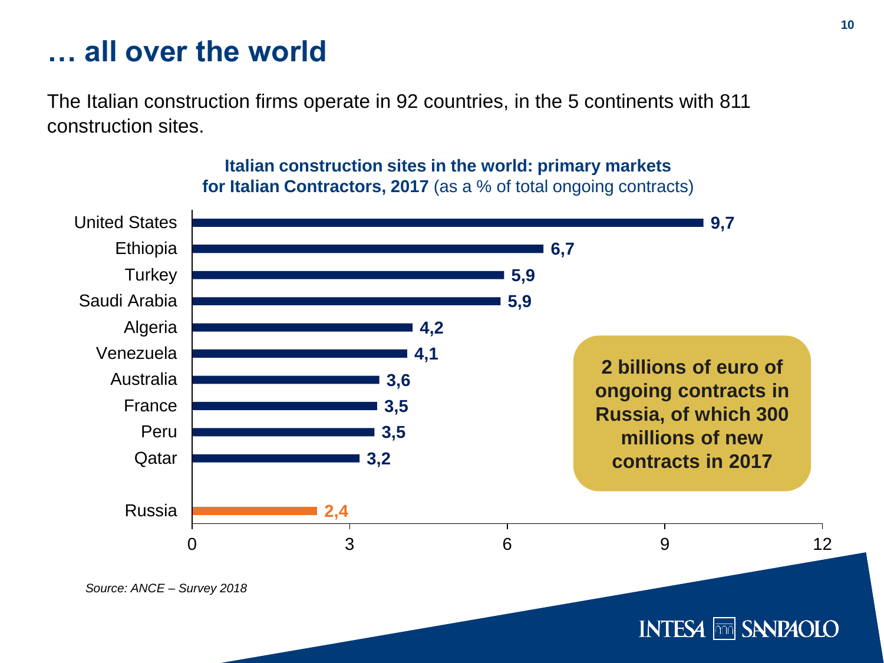# … all over the world

The Italian construction firms operate in 92 countries, in the 5 continents with 811 construction sites.

**Italian construction sites in the world: primary markets for Italian Contractors, 2017** (as a % of total ongoing contracts)

| Country | % |
|---|---|
| United States | 9,7 |
| Ethiopia | 6,7 |
| Turkey | 5,9 |
| Saudi Arabia | 5,9 |
| Algeria | 4,2 |
| Venezuela | 4,1 |
| Australia | 3,6 |
| France | 3,5 |
| Peru | 3,5 |
| Qatar | 3,2 |
| Russia | 2,4 |

**2 billions of euro of ongoing contracts in Russia, of which 300 millions of new contracts in 2017**

*Source: ANCE – Survey 2018*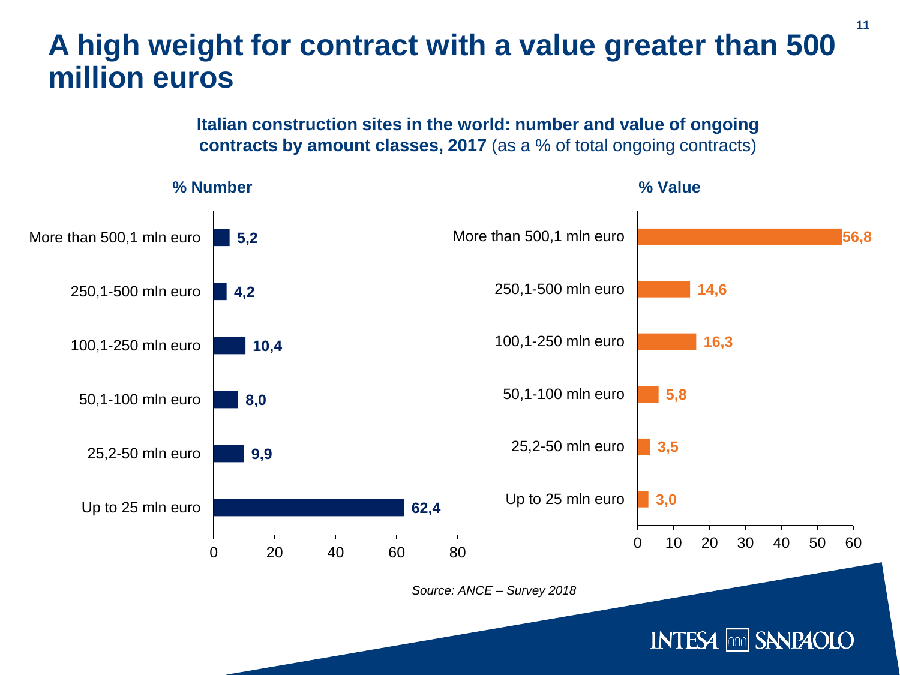# A high weight for contract with a value greater than 500 million euros

**Italian construction sites in the world: number and value of ongoing contracts by amount classes, 2017** (as a % of total ongoing contracts)

| | % Number | % Value |
|---|---|---|
| More than 500,1 mln euro | 5,2 | 56,8 |
| 250,1-500 mln euro | 4,2 | 14,6 |
| 100,1-250 mln euro | 10,4 | 16,3 |
| 50,1-100 mln euro | 8,0 | 5,8 |
| 25,2-50 mln euro | 9,9 | 3,5 |
| Up to 25 mln euro | 62,4 | 3,0 |

*Source: ANCE – Survey 2018*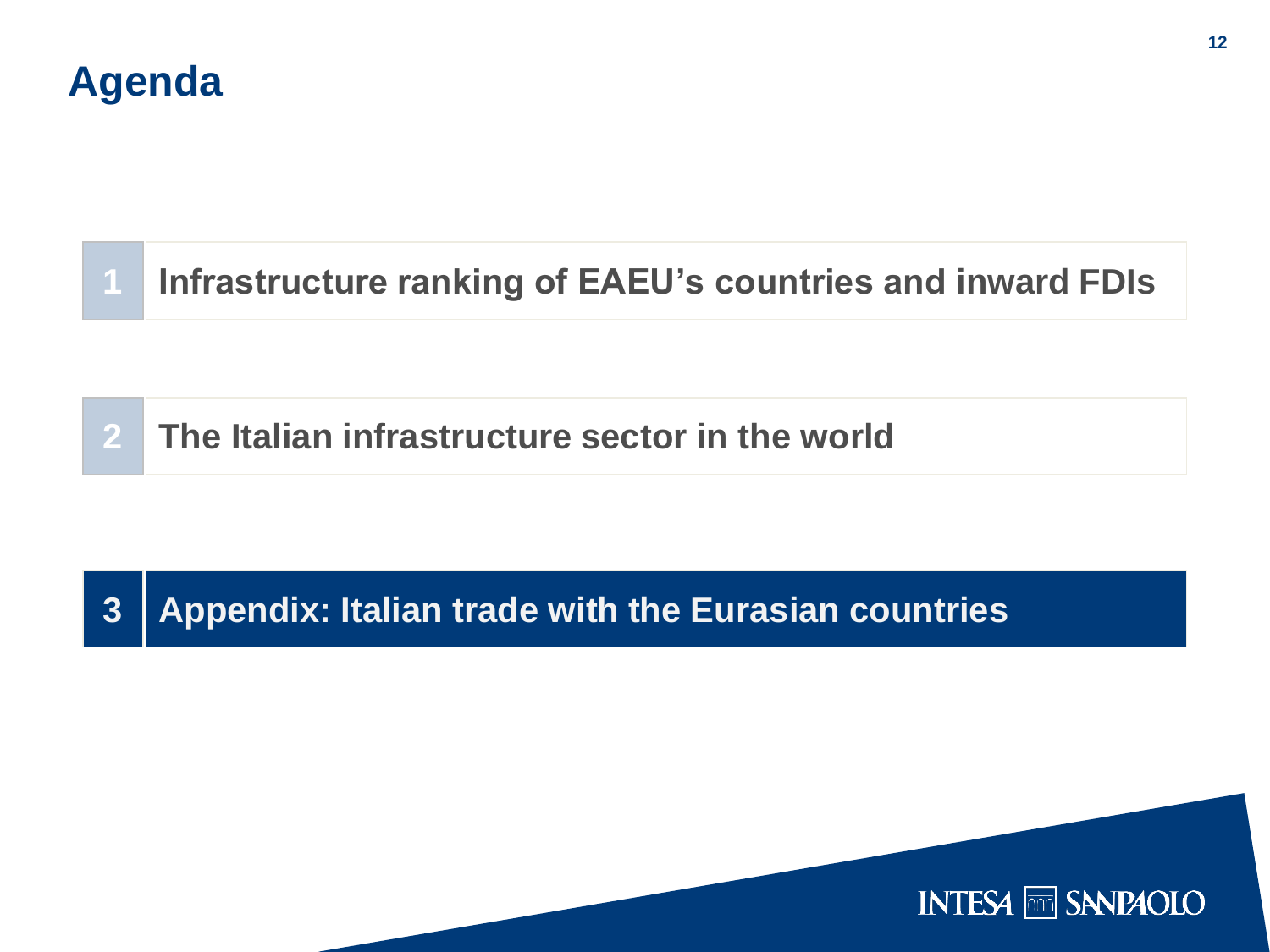# Agenda

1. Infrastructure ranking of EAEU's countries and inward FDIs
2. The Italian infrastructure sector in the world
3. **Appendix: Italian trade with the Eurasian countries**

INTESA SANPAOLO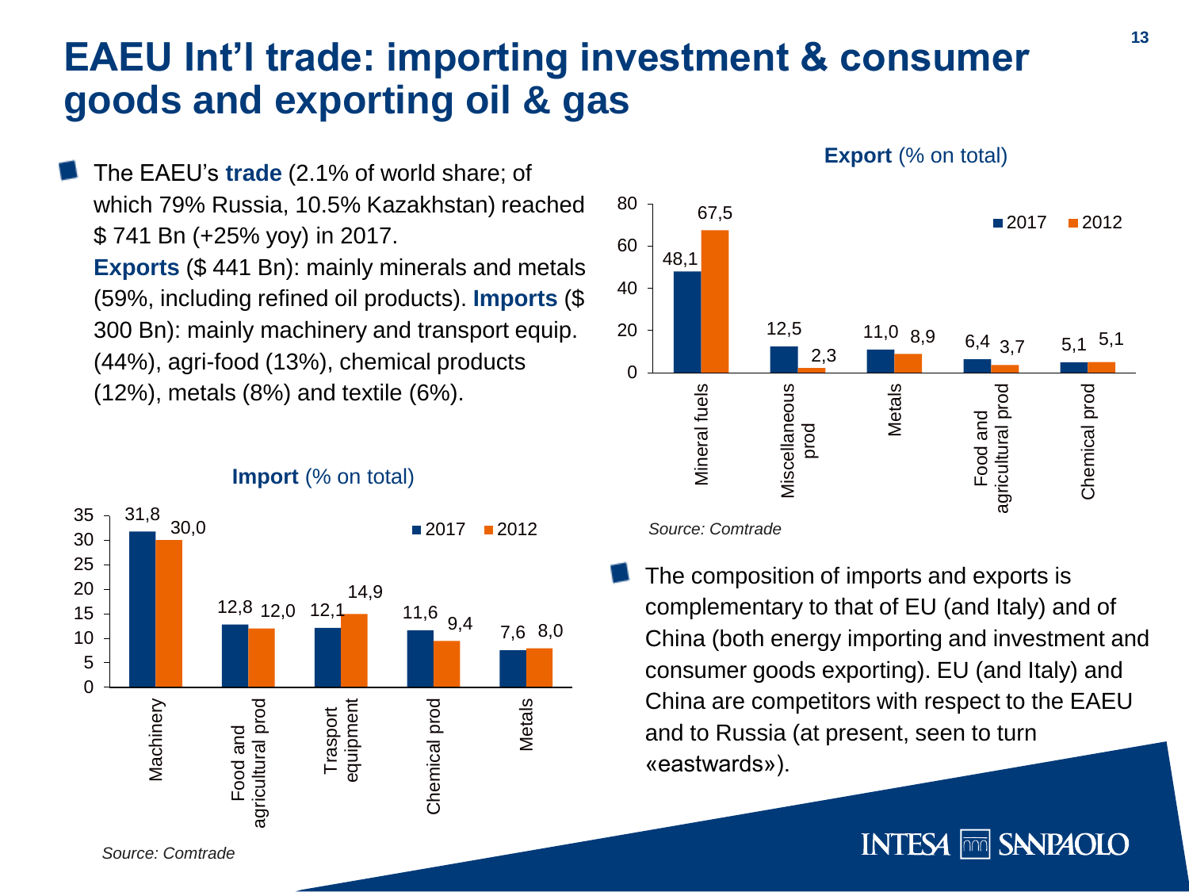# EAEU Int'l trade: importing investment & consumer goods and exporting oil & gas

- The EAEU's **trade** (2.1% of world share; of which 79% Russia, 10.5% Kazakhstan) reached $ 741 Bn (+25% yoy) in 2017.
  **Exports** ($ 441 Bn): mainly minerals and metals (59%, including refined oil products). **Imports** ($ 300 Bn): mainly machinery and transport equip. (44%), agri-food (13%), chemical products (12%), metals (8%) and textile (6%).

**Export** (% on total)

| | 2017 | 2012 |
|---|---|---|
| Mineral fuels | 48,1 | 67,5 |
| Miscellaneous prod | 12,5 | 2,3 |
| Metals | 11,0 | 8,9 |
| Food and agricultural prod | 6,4 | 3,7 |
| Chemical prod | 5,1 | 5,1 |

*Source: Comtrade*

**Import** (% on total)

| | 2017 | 2012 |
|---|---|---|
| Machinery | 31,8 | 30,0 |
| Food and agricultural prod | 12,8 | 12,0 |
| Trasport equipment | 12,1 | 14,9 |
| Chemical prod | 11,6 | 9,4 |
| Metals | 7,6 | 8,0 |

*Source: Comtrade*

- The composition of imports and exports is complementary to that of EU (and Italy) and of China (both energy importing and investment and consumer goods exporting). EU (and Italy) and China are competitors with respect to the EAEU and to Russia (at present, seen to turn «eastwards»).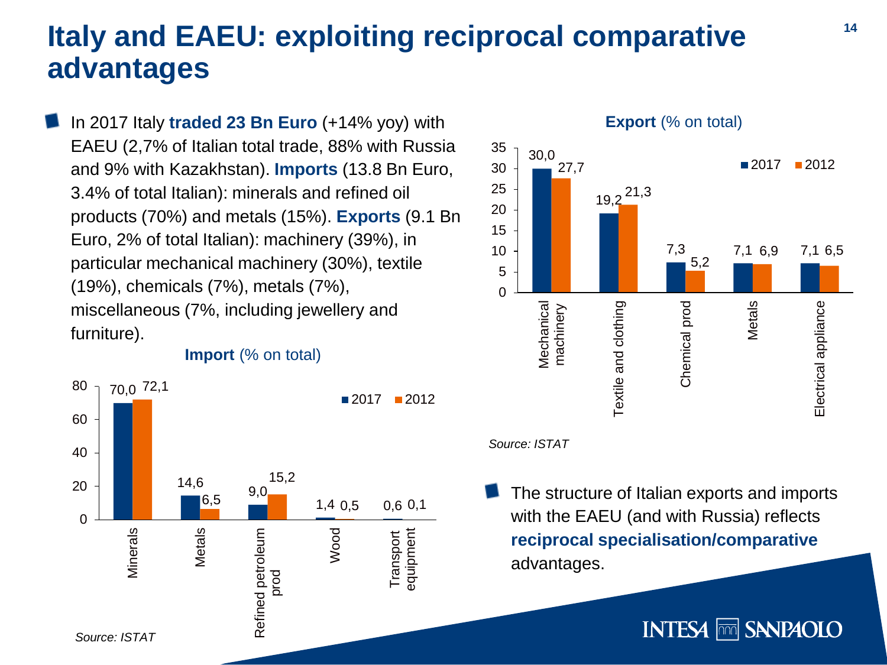# Italy and EAEU: exploiting reciprocal comparative advantages

- In 2017 Italy **traded 23 Bn Euro** (+14% yoy) with EAEU (2,7% of Italian total trade, 88% with Russia and 9% with Kazakhstan). **Imports** (13.8 Bn Euro, 3.4% of total Italian): minerals and refined oil products (70%) and metals (15%). **Exports** (9.1 Bn Euro, 2% of total Italian): machinery (39%), in particular mechanical machinery (30%), textile (19%), chemicals (7%), metals (7%), miscellaneous (7%, including jewellery and furniture).

**Import** (% on total)

| | 2017 | 2012 |
|---|---|---|
| Minerals | 70,0 | 72,1 |
| Metals | 14,6 | 6,5 |
| Refined petroleum prod | 9,0 | 15,2 |
| Wood | 1,4 | 0,5 |
| Transport equipment | 0,6 | 0,1 |

*Source: ISTAT*

**Export** (% on total)

| | 2017 | 2012 |
|---|---|---|
| Mechanical machinery | 30,0 | 27,7 |
| Textile and clothing | 19,2 | 21,3 |
| Chemical prod | 7,3 | 5,2 |
| Metals | 7,1 | 6,9 |
| Electrical appliance | 7,1 | 6,5 |

*Source: ISTAT*

- The structure of Italian exports and imports with the EAEU (and with Russia) reflects **reciprocal specialisation/comparative** advantages.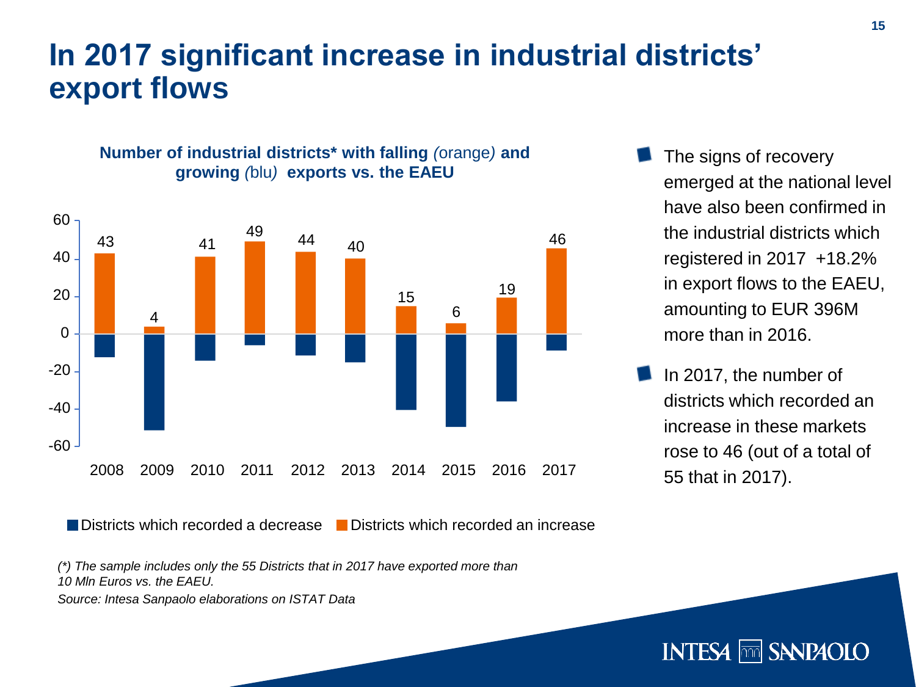# In 2017 significant increase in industrial districts' export flows

**Number of industrial districts\* with falling** *(*orange*)* **and growing** *(*blu*)* **exports vs. the EAEU**

| Year | Districts which recorded an increase | Districts which recorded a decrease |
|---|---|---|
| 2008 | 43 | |
| 2009 | 4 | |
| 2010 | 41 | |
| 2011 | 49 | |
| 2012 | 44 | |
| 2013 | 40 | |
| 2014 | 15 | |
| 2015 | 6 | |
| 2016 | 19 | |
| 2017 | 46 | |

*(\*) The sample includes only the 55 Districts that in 2017 have exported more than 10 Mln Euros vs. the EAEU.*

*Source: Intesa Sanpaolo elaborations on ISTAT Data*

- The signs of recovery emerged at the national level have also been confirmed in the industrial districts which registered in 2017 +18.2% in export flows to the EAEU, amounting to EUR 396M more than in 2016.
- In 2017, the number of districts which recorded an increase in these markets rose to 46 (out of a total of 55 that in 2017).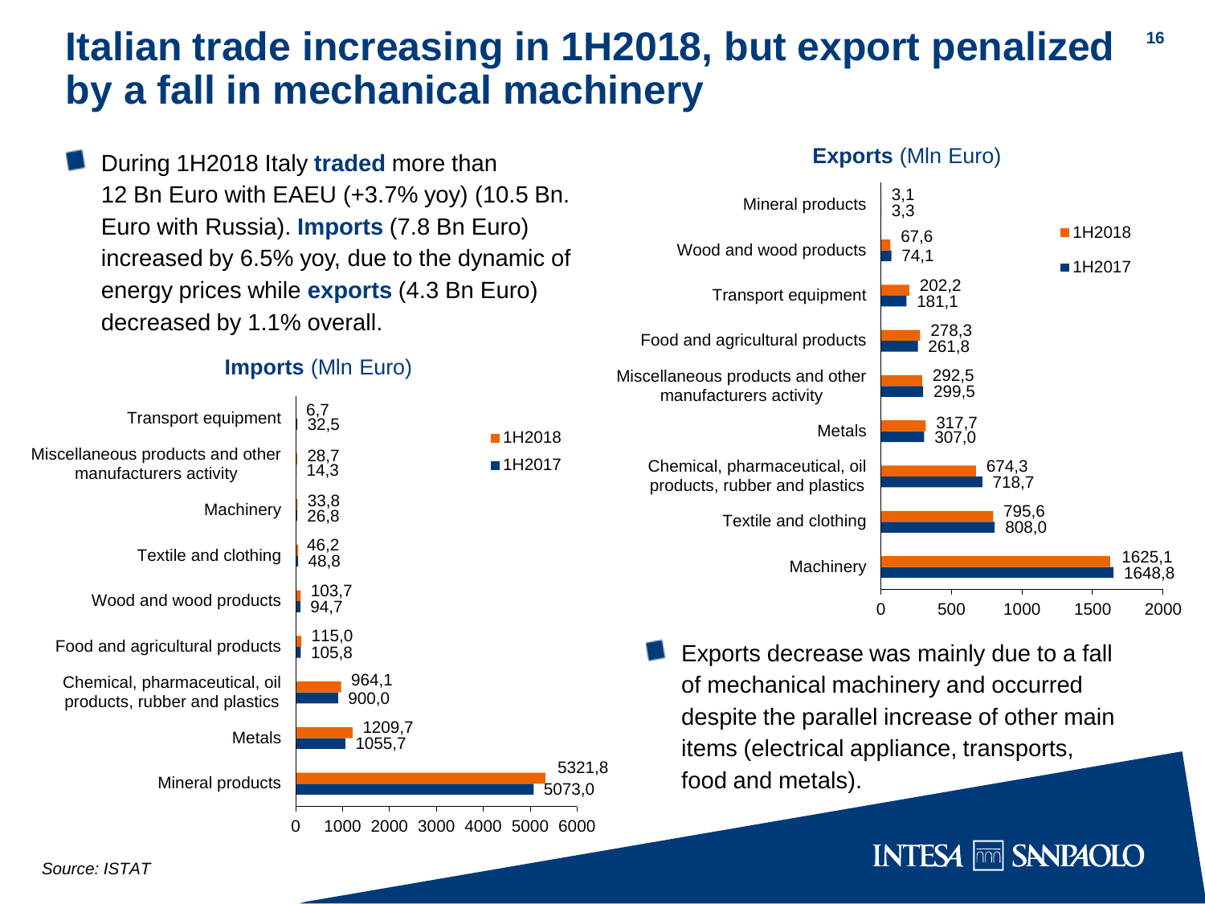# Italian trade increasing in 1H2018, but export penalized by a fall in mechanical machinery

- During 1H2018 Italy **traded** more than 12 Bn Euro with EAEU (+3.7% yoy) (10.5 Bn. Euro with Russia). **Imports** (7.8 Bn Euro) increased by 6.5% yoy, due to the dynamic of energy prices while **exports** (4.3 Bn Euro) decreased by 1.1% overall.

**Imports** (Mln Euro)

1H2018
1H2017

Transport equipment 6,7 32,5
Miscellaneous products and other manufacturers activity 28,7 14,3
Machinery 33,8 26,8
Textile and clothing 46,2 48,8
Wood and wood products 103,7 94,7
Food and agricultural products 115,0 105,8
Chemical, pharmaceutical, oil products, rubber and plastics 964,1 900,0
Metals 1209,7 1055,7
Mineral products 5321,8 5073,0

0 1000 2000 3000 4000 5000 6000

**Exports** (Mln Euro)

1H2018
1H2017

Mineral products 3,1 3,3
Wood and wood products 67,6 74,1
Transport equipment 202,2 181,1
Food and agricultural products 278,3 261,8
Miscellaneous products and other manufacturers activity 292,5 299,5
Metals 317,7 307,0
Chemical, pharmaceutical, oil products, rubber and plastics 674,3 718,7
Textile and clothing 795,6 808,0
Machinery 1625,1 1648,8

0 500 1000 1500 2000

- Exports decrease was mainly due to a fall of mechanical machinery and occurred despite the parallel increase of other main items (electrical appliance, transports, food and metals).

*Source: ISTAT*